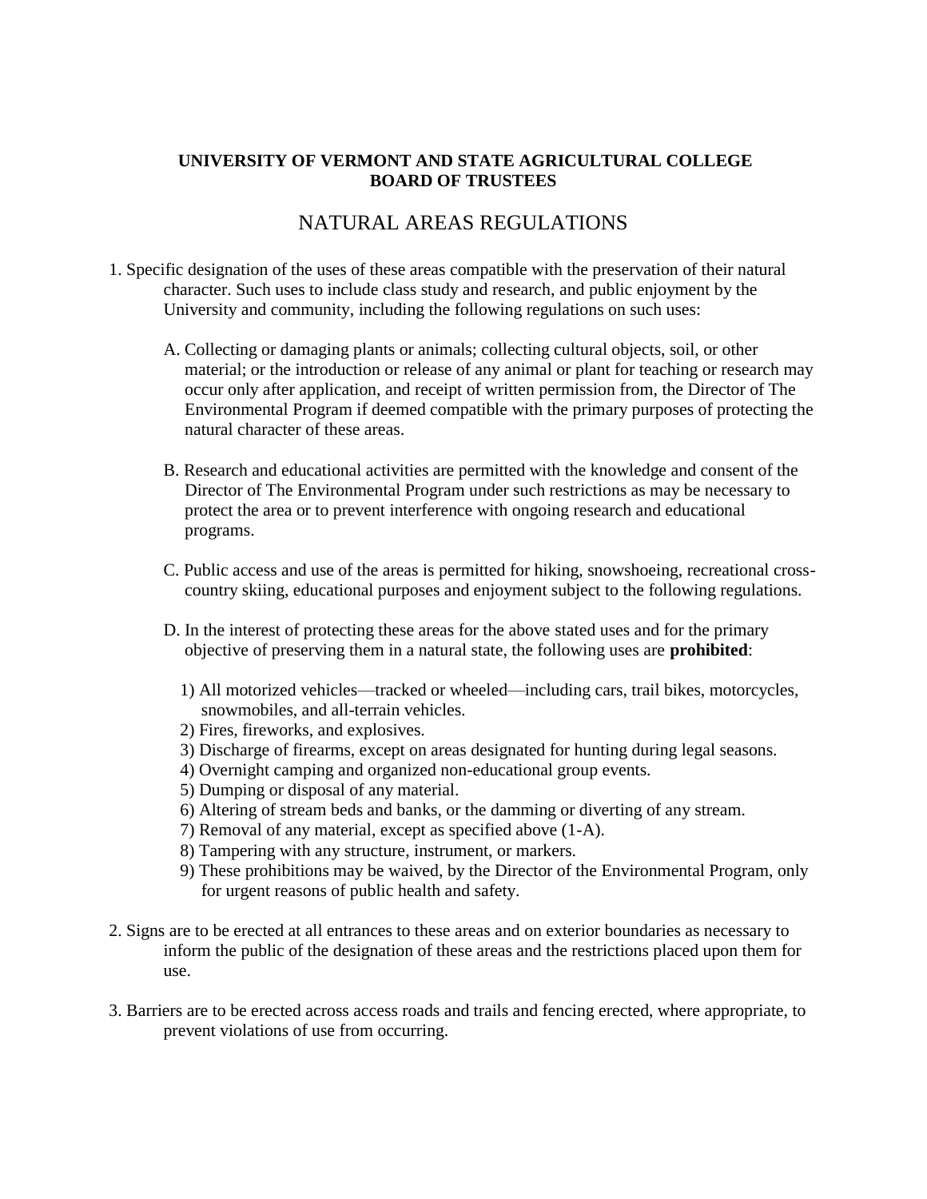**UNIVERSITY OF VERMONT AND STATE AGRICULTURAL COLLEGE**
**BOARD OF TRUSTEES**

# NATURAL AREAS REGULATIONS

1. Specific designation of the uses of these areas compatible with the preservation of their natural character. Such uses to include class study and research, and public enjoyment by the University and community, including the following regulations on such uses:

   A. Collecting or damaging plants or animals; collecting cultural objects, soil, or other material; or the introduction or release of any animal or plant for teaching or research may occur only after application, and receipt of written permission from, the Director of The Environmental Program if deemed compatible with the primary purposes of protecting the natural character of these areas.

   B. Research and educational activities are permitted with the knowledge and consent of the Director of The Environmental Program under such restrictions as may be necessary to protect the area or to prevent interference with ongoing research and educational programs.

   C. Public access and use of the areas is permitted for hiking, snowshoeing, recreational cross-country skiing, educational purposes and enjoyment subject to the following regulations.

   D. In the interest of protecting these areas for the above stated uses and for the primary objective of preserving them in a natural state, the following uses are **prohibited**:

      1) All motorized vehicles—tracked or wheeled—including cars, trail bikes, motorcycles, snowmobiles, and all-terrain vehicles.
      2) Fires, fireworks, and explosives.
      3) Discharge of firearms, except on areas designated for hunting during legal seasons.
      4) Overnight camping and organized non-educational group events.
      5) Dumping or disposal of any material.
      6) Altering of stream beds and banks, or the damming or diverting of any stream.
      7) Removal of any material, except as specified above (1-A).
      8) Tampering with any structure, instrument, or markers.
      9) These prohibitions may be waived, by the Director of the Environmental Program, only for urgent reasons of public health and safety.

2. Signs are to be erected at all entrances to these areas and on exterior boundaries as necessary to inform the public of the designation of these areas and the restrictions placed upon them for use.

3. Barriers are to be erected across access roads and trails and fencing erected, where appropriate, to prevent violations of use from occurring.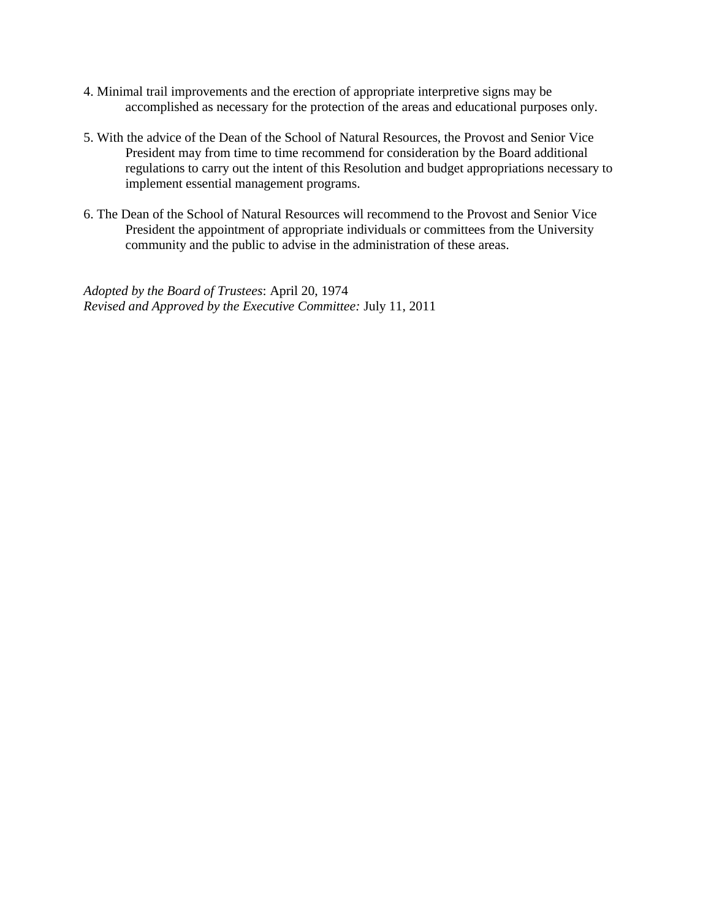4. Minimal trail improvements and the erection of appropriate interpretive signs may be accomplished as necessary for the protection of the areas and educational purposes only.

5. With the advice of the Dean of the School of Natural Resources, the Provost and Senior Vice President may from time to time recommend for consideration by the Board additional regulations to carry out the intent of this Resolution and budget appropriations necessary to implement essential management programs.

6. The Dean of the School of Natural Resources will recommend to the Provost and Senior Vice President the appointment of appropriate individuals or committees from the University community and the public to advise in the administration of these areas.

*Adopted by the Board of Trustees*: April 20, 1974
*Revised and Approved by the Executive Committee:* July 11, 2011